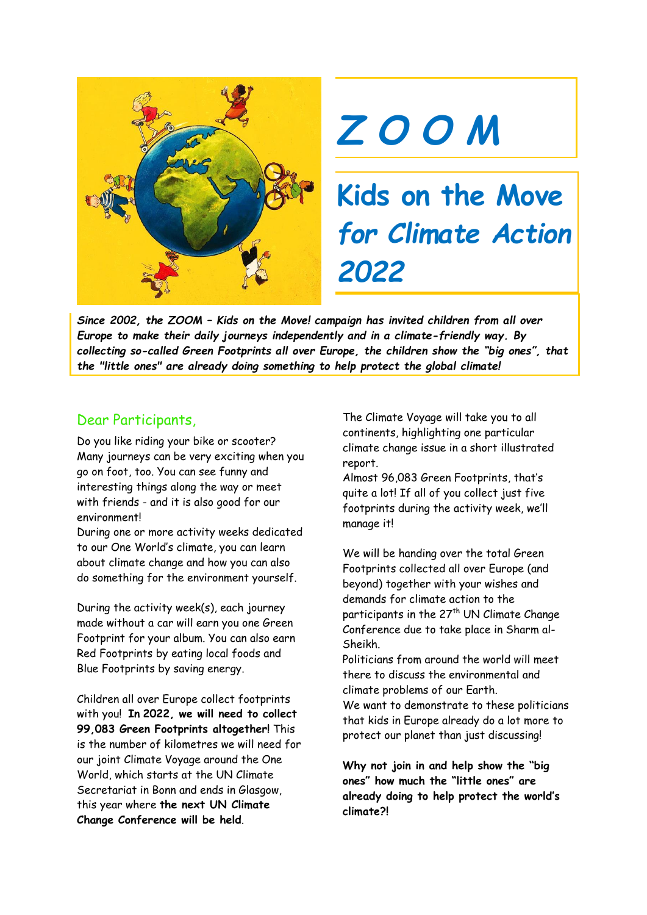# Z O O M

## *Kids on the Move for Climate Action 2022*

***Since 2002, the ZOOM – Kids on the Move! campaign has invited children from all over Europe to make their daily journeys independently and in a climate-friendly way. By collecting so-called Green Footprints all over Europe, the children show the "big ones", that the "little ones" are already doing something to help protect the global climate!***

### Dear Participants,

Do you like riding your bike or scooter? Many journeys can be very exciting when you go on foot, too. You can see funny and interesting things along the way or meet with friends - and it is also good for our environment!
During one or more activity weeks dedicated to our One World's climate, you can learn about climate change and how you can also do something for the environment yourself.

During the activity week(s), each journey made without a car will earn you one Green Footprint for your album. You can also earn Red Footprints by eating local foods and Blue Footprints by saving energy.

Children all over Europe collect footprints with you! **In 2022, we will need to collect 99,083 Green Footprints altogether!** This is the number of kilometres we will need for our joint Climate Voyage around the One World, which starts at the UN Climate Secretariat in Bonn and ends in Glasgow, this year where **the next UN Climate Change Conference will be held**.

The Climate Voyage will take you to all continents, highlighting one particular climate change issue in a short illustrated report.
Almost 96,083 Green Footprints, that's quite a lot! If all of you collect just five footprints during the activity week, we'll manage it!

We will be handing over the total Green Footprints collected all over Europe (and beyond) together with your wishes and demands for climate action to the participants in the 27th UN Climate Change Conference due to take place in Sharm al-Sheikh.
Politicians from around the world will meet there to discuss the environmental and climate problems of our Earth.
We want to demonstrate to these politicians that kids in Europe already do a lot more to protect our planet than just discussing!

**Why not join in and help show the "big ones" how much the "little ones" are already doing to help protect the world's climate?!**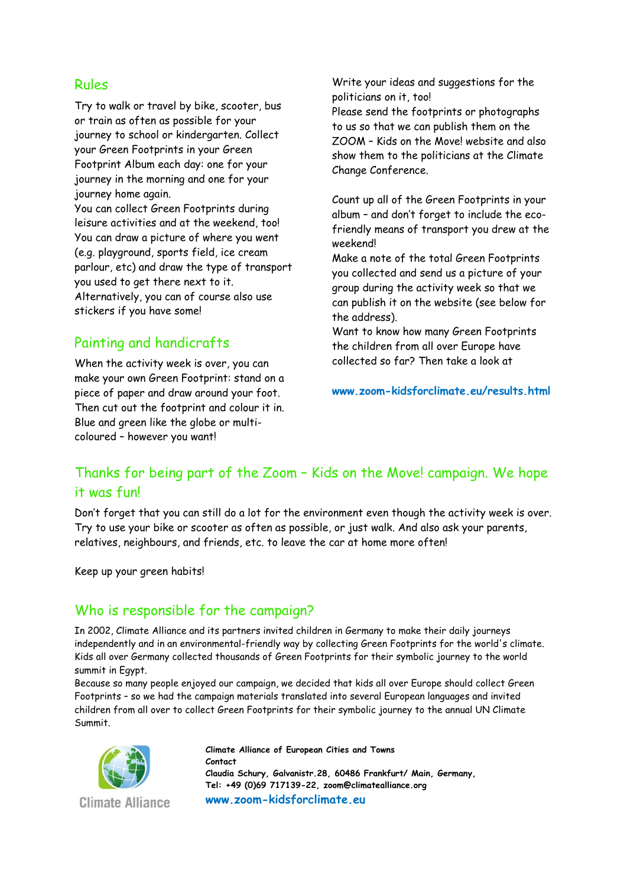## Rules

Try to walk or travel by bike, scooter, bus or train as often as possible for your journey to school or kindergarten. Collect your Green Footprints in your Green Footprint Album each day: one for your journey in the morning and one for your journey home again.
You can collect Green Footprints during leisure activities and at the weekend, too! You can draw a picture of where you went (e.g. playground, sports field, ice cream parlour, etc) and draw the type of transport you used to get there next to it.
Alternatively, you can of course also use stickers if you have some!

## Painting and handicrafts

When the activity week is over, you can make your own Green Footprint: stand on a piece of paper and draw around your foot. Then cut out the footprint and colour it in. Blue and green like the globe or multi-coloured – however you want!

Write your ideas and suggestions for the politicians on it, too!
Please send the footprints or photographs to us so that we can publish them on the ZOOM – Kids on the Move! website and also show them to the politicians at the Climate Change Conference.

Count up all of the Green Footprints in your album – and don't forget to include the eco-friendly means of transport you drew at the weekend!
Make a note of the total Green Footprints you collected and send us a picture of your group during the activity week so that we can publish it on the website (see below for the address).
Want to know how many Green Footprints the children from all over Europe have collected so far? Then take a look at

**www.zoom-kidsforclimate.eu/results.html**

## Thanks for being part of the Zoom – Kids on the Move! campaign. We hope it was fun!

Don't forget that you can still do a lot for the environment even though the activity week is over. Try to use your bike or scooter as often as possible, or just walk. And also ask your parents, relatives, neighbours, and friends, etc. to leave the car at home more often!

Keep up your green habits!

## Who is responsible for the campaign?

In 2002, Climate Alliance and its partners invited children in Germany to make their daily journeys independently and in an environmental-friendly way by collecting Green Footprints for the world's climate. Kids all over Germany collected thousands of Green Footprints for their symbolic journey to the world summit in Egypt.
Because so many people enjoyed our campaign, we decided that kids all over Europe should collect Green Footprints – so we had the campaign materials translated into several European languages and invited children from all over to collect Green Footprints for their symbolic journey to the annual UN Climate Summit.

Climate Alliance

**Climate Alliance of European Cities and Towns**
**Contact**
**Claudia Schury, Galvanistr.28, 60486 Frankfurt/ Main, Germany,**
**Tel: +49 (0)69 717139-22, zoom@climatealliance.org**
**www.zoom-kidsforclimate.eu**